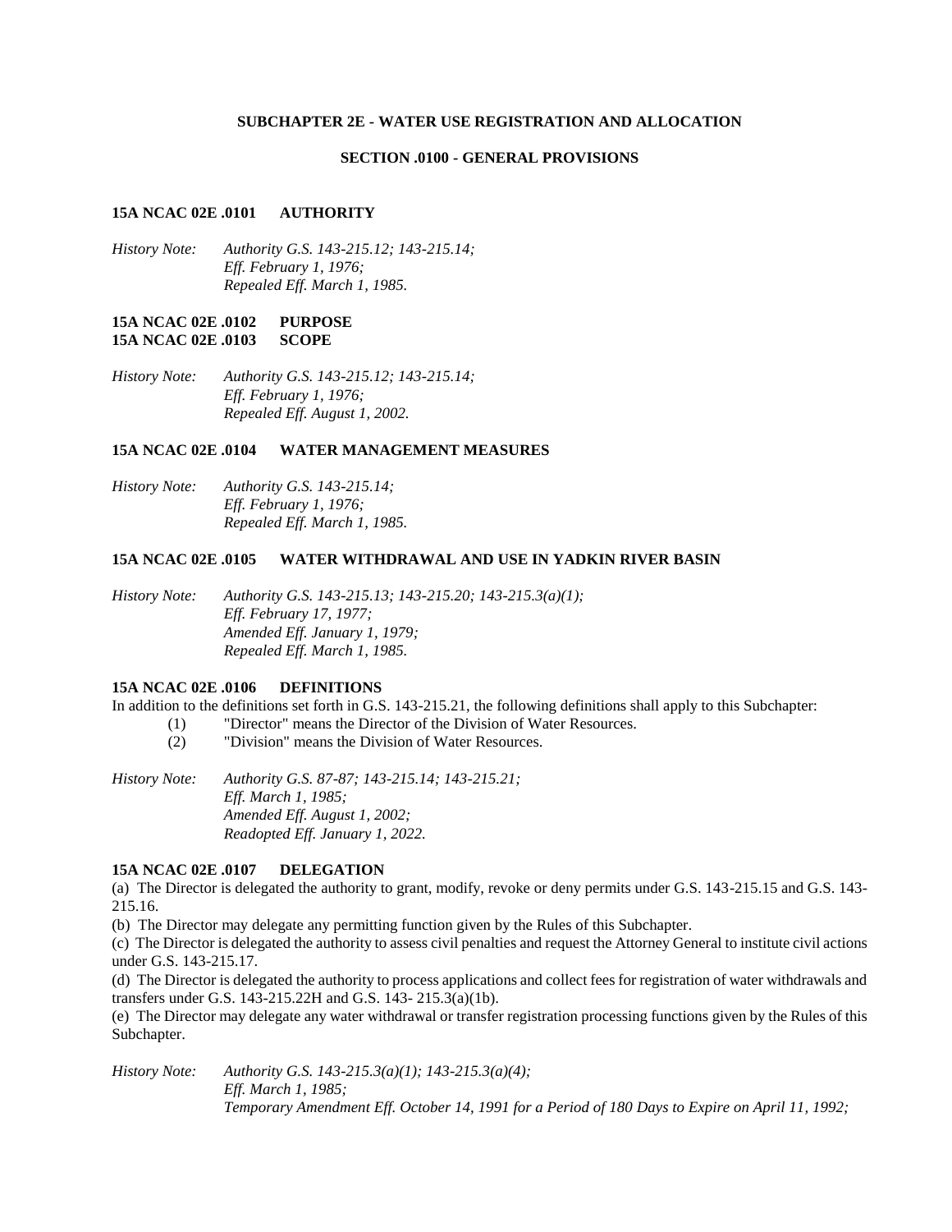## SUBCHAPTER 2E - WATER USE REGISTRATION AND ALLOCATION

### SECTION .0100 - GENERAL PROVISIONS

#### 15A NCAC 02E .0101 AUTHORITY

*History Note: Authority G.S. 143-215.12; 143-215.14;*
*Eff. February 1, 1976;*
*Repealed Eff. March 1, 1985.*

#### 15A NCAC 02E .0102 PURPOSE
#### 15A NCAC 02E .0103 SCOPE

*History Note: Authority G.S. 143-215.12; 143-215.14;*
*Eff. February 1, 1976;*
*Repealed Eff. August 1, 2002.*

#### 15A NCAC 02E .0104 WATER MANAGEMENT MEASURES

*History Note: Authority G.S. 143-215.14;*
*Eff. February 1, 1976;*
*Repealed Eff. March 1, 1985.*

#### 15A NCAC 02E .0105 WATER WITHDRAWAL AND USE IN YADKIN RIVER BASIN

*History Note: Authority G.S. 143-215.13; 143-215.20; 143-215.3(a)(1);*
*Eff. February 17, 1977;*
*Amended Eff. January 1, 1979;*
*Repealed Eff. March 1, 1985.*

#### 15A NCAC 02E .0106 DEFINITIONS

In addition to the definitions set forth in G.S. 143-215.21, the following definitions shall apply to this Subchapter:

(1) "Director" means the Director of the Division of Water Resources.
(2) "Division" means the Division of Water Resources.

*History Note: Authority G.S. 87-87; 143-215.14; 143-215.21;*
*Eff. March 1, 1985;*
*Amended Eff. August 1, 2002;*
*Readopted Eff. January 1, 2022.*

#### 15A NCAC 02E .0107 DELEGATION

(a) The Director is delegated the authority to grant, modify, revoke or deny permits under G.S. 143-215.15 and G.S. 143-215.16.
(b) The Director may delegate any permitting function given by the Rules of this Subchapter.
(c) The Director is delegated the authority to assess civil penalties and request the Attorney General to institute civil actions under G.S. 143-215.17.
(d) The Director is delegated the authority to process applications and collect fees for registration of water withdrawals and transfers under G.S. 143-215.22H and G.S. 143- 215.3(a)(1b).
(e) The Director may delegate any water withdrawal or transfer registration processing functions given by the Rules of this Subchapter.

*History Note: Authority G.S. 143-215.3(a)(1); 143-215.3(a)(4);*
*Eff. March 1, 1985;*
*Temporary Amendment Eff. October 14, 1991 for a Period of 180 Days to Expire on April 11, 1992;*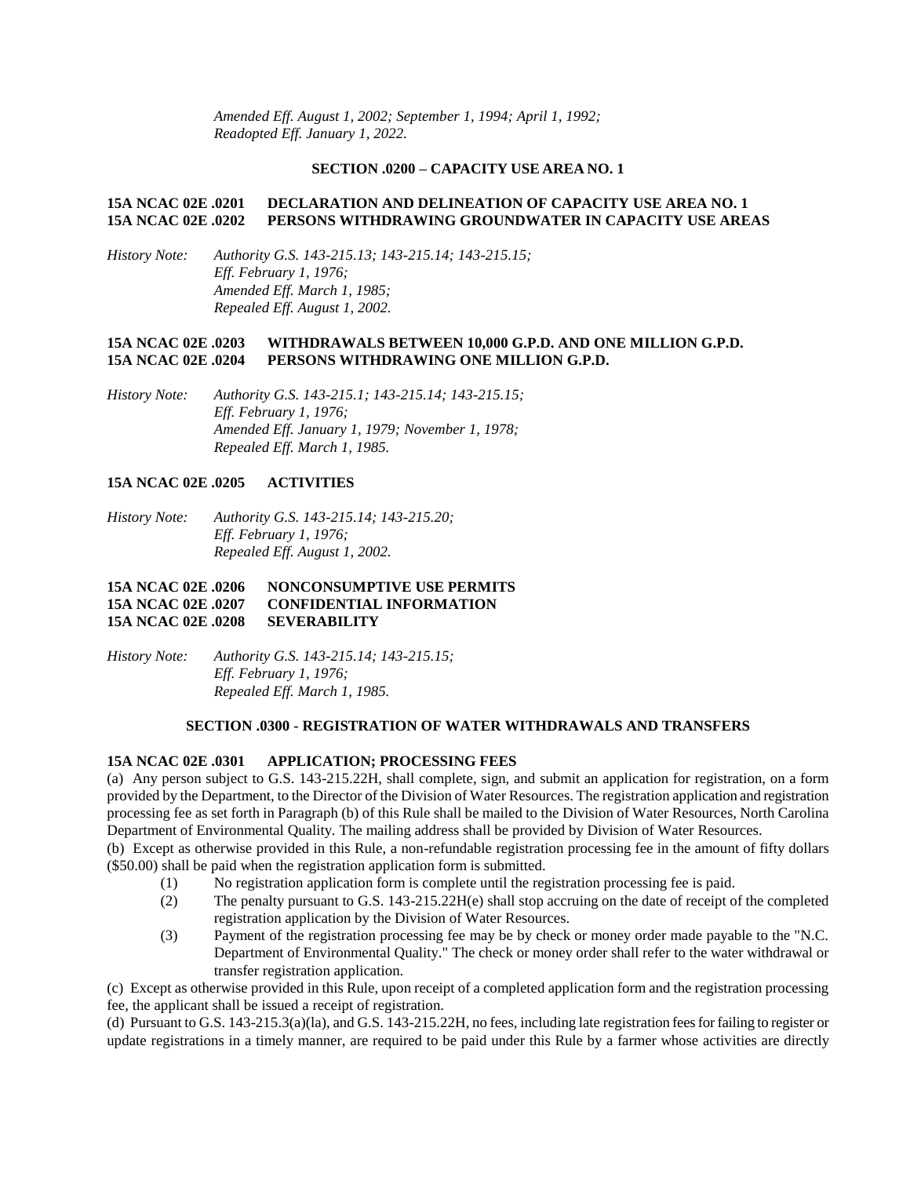*Amended Eff. August 1, 2002; September 1, 1994; April 1, 1992;*
*Readopted Eff. January 1, 2022.*

## SECTION .0200 – CAPACITY USE AREA NO. 1

**15A NCAC 02E .0201 DECLARATION AND DELINEATION OF CAPACITY USE AREA NO. 1**
**15A NCAC 02E .0202 PERSONS WITHDRAWING GROUNDWATER IN CAPACITY USE AREAS**

*History Note: Authority G.S. 143-215.13; 143-215.14; 143-215.15;*
*Eff. February 1, 1976;*
*Amended Eff. March 1, 1985;*
*Repealed Eff. August 1, 2002.*

**15A NCAC 02E .0203 WITHDRAWALS BETWEEN 10,000 G.P.D. AND ONE MILLION G.P.D.**
**15A NCAC 02E .0204 PERSONS WITHDRAWING ONE MILLION G.P.D.**

*History Note: Authority G.S. 143-215.1; 143-215.14; 143-215.15;*
*Eff. February 1, 1976;*
*Amended Eff. January 1, 1979; November 1, 1978;*
*Repealed Eff. March 1, 1985.*

**15A NCAC 02E .0205 ACTIVITIES**

*History Note: Authority G.S. 143-215.14; 143-215.20;*
*Eff. February 1, 1976;*
*Repealed Eff. August 1, 2002.*

**15A NCAC 02E .0206 NONCONSUMPTIVE USE PERMITS**
**15A NCAC 02E .0207 CONFIDENTIAL INFORMATION**
**15A NCAC 02E .0208 SEVERABILITY**

*History Note: Authority G.S. 143-215.14; 143-215.15;*
*Eff. February 1, 1976;*
*Repealed Eff. March 1, 1985.*

## SECTION .0300 - REGISTRATION OF WATER WITHDRAWALS AND TRANSFERS

**15A NCAC 02E .0301 APPLICATION; PROCESSING FEES**

(a) Any person subject to G.S. 143-215.22H, shall complete, sign, and submit an application for registration, on a form provided by the Department, to the Director of the Division of Water Resources. The registration application and registration processing fee as set forth in Paragraph (b) of this Rule shall be mailed to the Division of Water Resources, North Carolina Department of Environmental Quality. The mailing address shall be provided by Division of Water Resources.

(b) Except as otherwise provided in this Rule, a non-refundable registration processing fee in the amount of fifty dollars ($50.00) shall be paid when the registration application form is submitted.

(1) No registration application form is complete until the registration processing fee is paid.
(2) The penalty pursuant to G.S. 143-215.22H(e) shall stop accruing on the date of receipt of the completed registration application by the Division of Water Resources.
(3) Payment of the registration processing fee may be by check or money order made payable to the "N.C. Department of Environmental Quality." The check or money order shall refer to the water withdrawal or transfer registration application.

(c) Except as otherwise provided in this Rule, upon receipt of a completed application form and the registration processing fee, the applicant shall be issued a receipt of registration.

(d) Pursuant to G.S. 143-215.3(a)(la), and G.S. 143-215.22H, no fees, including late registration fees for failing to register or update registrations in a timely manner, are required to be paid under this Rule by a farmer whose activities are directly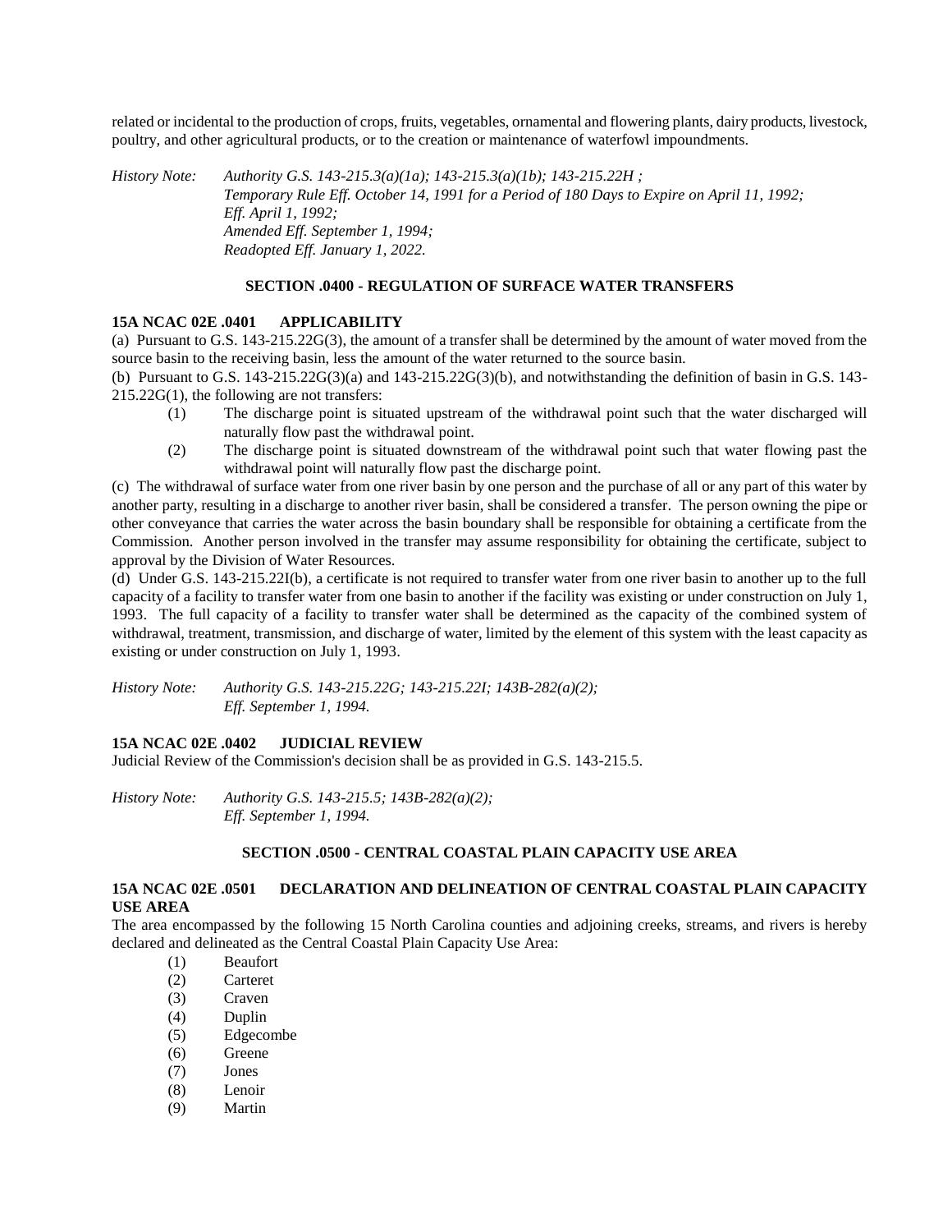related or incidental to the production of crops, fruits, vegetables, ornamental and flowering plants, dairy products, livestock, poultry, and other agricultural products, or to the creation or maintenance of waterfowl impoundments.

*History Note: Authority G.S. 143-215.3(a)(1a); 143-215.3(a)(1b); 143-215.22H ;*
*Temporary Rule Eff. October 14, 1991 for a Period of 180 Days to Expire on April 11, 1992;*
*Eff. April 1, 1992;*
*Amended Eff. September 1, 1994;*
*Readopted Eff. January 1, 2022.*

## SECTION .0400 - REGULATION OF SURFACE WATER TRANSFERS

### 15A NCAC 02E .0401 APPLICABILITY

(a) Pursuant to G.S. 143-215.22G(3), the amount of a transfer shall be determined by the amount of water moved from the source basin to the receiving basin, less the amount of the water returned to the source basin.

(b) Pursuant to G.S. 143-215.22G(3)(a) and 143-215.22G(3)(b), and notwithstanding the definition of basin in G.S. 143-215.22G(1), the following are not transfers:

(1) The discharge point is situated upstream of the withdrawal point such that the water discharged will naturally flow past the withdrawal point.

(2) The discharge point is situated downstream of the withdrawal point such that water flowing past the withdrawal point will naturally flow past the discharge point.

(c) The withdrawal of surface water from one river basin by one person and the purchase of all or any part of this water by another party, resulting in a discharge to another river basin, shall be considered a transfer. The person owning the pipe or other conveyance that carries the water across the basin boundary shall be responsible for obtaining a certificate from the Commission. Another person involved in the transfer may assume responsibility for obtaining the certificate, subject to approval by the Division of Water Resources.

(d) Under G.S. 143-215.22I(b), a certificate is not required to transfer water from one river basin to another up to the full capacity of a facility to transfer water from one basin to another if the facility was existing or under construction on July 1, 1993. The full capacity of a facility to transfer water shall be determined as the capacity of the combined system of withdrawal, treatment, transmission, and discharge of water, limited by the element of this system with the least capacity as existing or under construction on July 1, 1993.

*History Note: Authority G.S. 143-215.22G; 143-215.22I; 143B-282(a)(2);*
*Eff. September 1, 1994.*

### 15A NCAC 02E .0402 JUDICIAL REVIEW

Judicial Review of the Commission's decision shall be as provided in G.S. 143-215.5.

*History Note: Authority G.S. 143-215.5; 143B-282(a)(2);*
*Eff. September 1, 1994.*

## SECTION .0500 - CENTRAL COASTAL PLAIN CAPACITY USE AREA

### 15A NCAC 02E .0501 DECLARATION AND DELINEATION OF CENTRAL COASTAL PLAIN CAPACITY USE AREA

The area encompassed by the following 15 North Carolina counties and adjoining creeks, streams, and rivers is hereby declared and delineated as the Central Coastal Plain Capacity Use Area:

(1) Beaufort
(2) Carteret
(3) Craven
(4) Duplin
(5) Edgecombe
(6) Greene
(7) Jones
(8) Lenoir
(9) Martin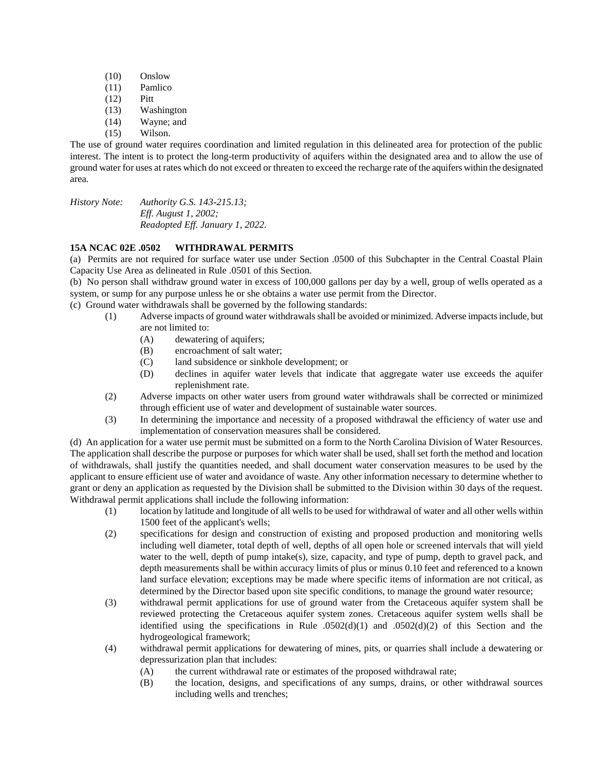(10) Onslow
(11) Pamlico
(12) Pitt
(13) Washington
(14) Wayne; and
(15) Wilson.

The use of ground water requires coordination and limited regulation in this delineated area for protection of the public interest. The intent is to protect the long-term productivity of aquifers within the designated area and to allow the use of ground water for uses at rates which do not exceed or threaten to exceed the recharge rate of the aquifers within the designated area.

*History Note: Authority G.S. 143-215.13;*
*Eff. August 1, 2002;*
*Readopted Eff. January 1, 2022.*

**15A NCAC 02E .0502 WITHDRAWAL PERMITS**

(a) Permits are not required for surface water use under Section .0500 of this Subchapter in the Central Coastal Plain Capacity Use Area as delineated in Rule .0501 of this Section.

(b) No person shall withdraw ground water in excess of 100,000 gallons per day by a well, group of wells operated as a system, or sump for any purpose unless he or she obtains a water use permit from the Director.

(c) Ground water withdrawals shall be governed by the following standards:

(1) Adverse impacts of ground water withdrawals shall be avoided or minimized. Adverse impacts include, but are not limited to:
 (A) dewatering of aquifers;
 (B) encroachment of salt water;
 (C) land subsidence or sinkhole development; or
 (D) declines in aquifer water levels that indicate that aggregate water use exceeds the aquifer replenishment rate.

(2) Adverse impacts on other water users from ground water withdrawals shall be corrected or minimized through efficient use of water and development of sustainable water sources.

(3) In determining the importance and necessity of a proposed withdrawal the efficiency of water use and implementation of conservation measures shall be considered.

(d) An application for a water use permit must be submitted on a form to the North Carolina Division of Water Resources. The application shall describe the purpose or purposes for which water shall be used, shall set forth the method and location of withdrawals, shall justify the quantities needed, and shall document water conservation measures to be used by the applicant to ensure efficient use of water and avoidance of waste. Any other information necessary to determine whether to grant or deny an application as requested by the Division shall be submitted to the Division within 30 days of the request. Withdrawal permit applications shall include the following information:

(1) location by latitude and longitude of all wells to be used for withdrawal of water and all other wells within 1500 feet of the applicant's wells;

(2) specifications for design and construction of existing and proposed production and monitoring wells including well diameter, total depth of well, depths of all open hole or screened intervals that will yield water to the well, depth of pump intake(s), size, capacity, and type of pump, depth to gravel pack, and depth measurements shall be within accuracy limits of plus or minus 0.10 feet and referenced to a known land surface elevation; exceptions may be made where specific items of information are not critical, as determined by the Director based upon site specific conditions, to manage the ground water resource;

(3) withdrawal permit applications for use of ground water from the Cretaceous aquifer system shall be reviewed protecting the Cretaceous aquifer system zones. Cretaceous aquifer system wells shall be identified using the specifications in Rule .0502(d)(1) and .0502(d)(2) of this Section and the hydrogeological framework;

(4) withdrawal permit applications for dewatering of mines, pits, or quarries shall include a dewatering or depressurization plan that includes:
 (A) the current withdrawal rate or estimates of the proposed withdrawal rate;
 (B) the location, designs, and specifications of any sumps, drains, or other withdrawal sources including wells and trenches;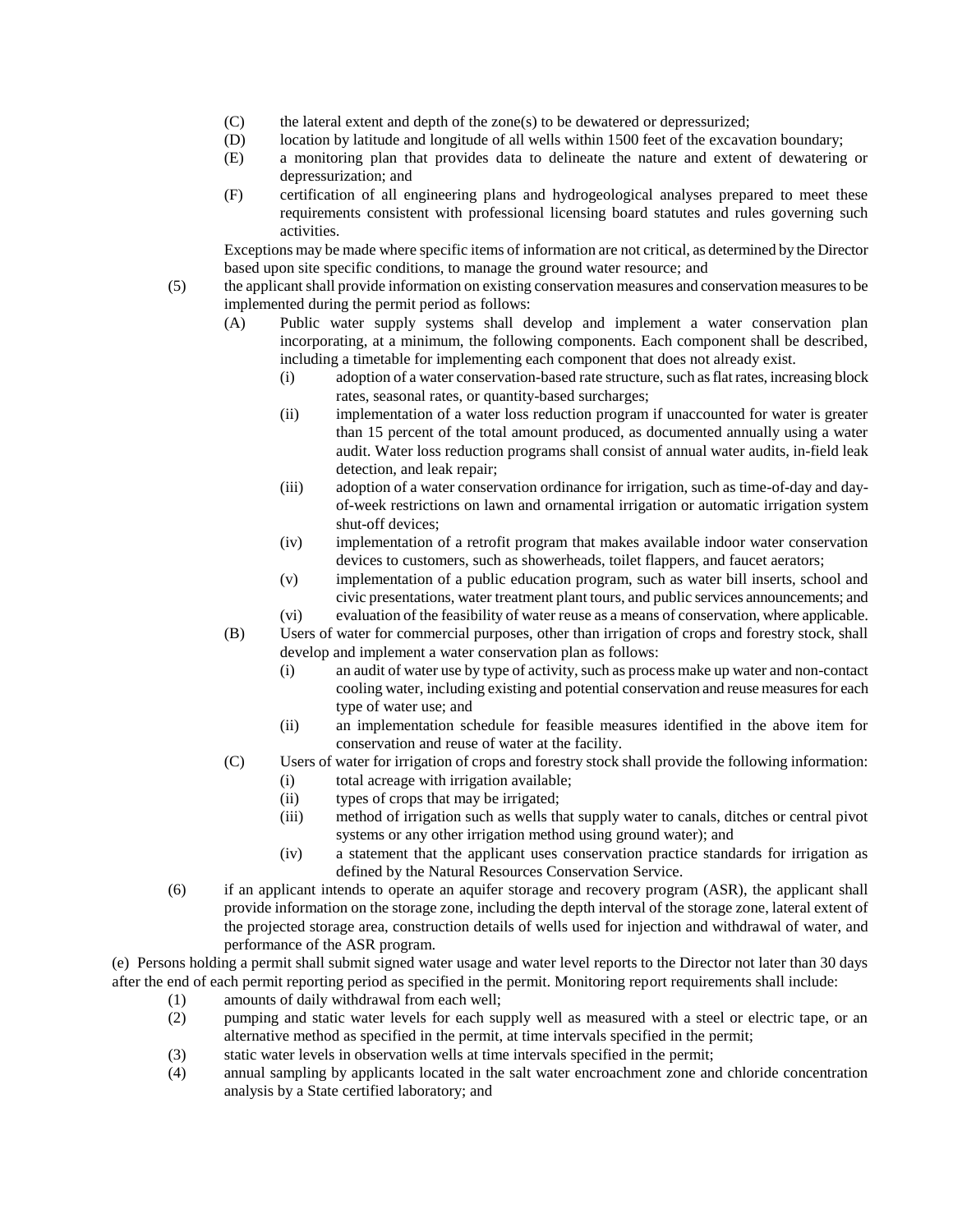- (C) the lateral extent and depth of the zone(s) to be dewatered or depressurized;
- (D) location by latitude and longitude of all wells within 1500 feet of the excavation boundary;
- (E) a monitoring plan that provides data to delineate the nature and extent of dewatering or depressurization; and
- (F) certification of all engineering plans and hydrogeological analyses prepared to meet these requirements consistent with professional licensing board statutes and rules governing such activities.

Exceptions may be made where specific items of information are not critical, as determined by the Director based upon site specific conditions, to manage the ground water resource; and

- (5) the applicant shall provide information on existing conservation measures and conservation measures to be implemented during the permit period as follows:
  - (A) Public water supply systems shall develop and implement a water conservation plan incorporating, at a minimum, the following components. Each component shall be described, including a timetable for implementing each component that does not already exist.
    - (i) adoption of a water conservation-based rate structure, such as flat rates, increasing block rates, seasonal rates, or quantity-based surcharges;
    - (ii) implementation of a water loss reduction program if unaccounted for water is greater than 15 percent of the total amount produced, as documented annually using a water audit. Water loss reduction programs shall consist of annual water audits, in-field leak detection, and leak repair;
    - (iii) adoption of a water conservation ordinance for irrigation, such as time-of-day and day-of-week restrictions on lawn and ornamental irrigation or automatic irrigation system shut-off devices;
    - (iv) implementation of a retrofit program that makes available indoor water conservation devices to customers, such as showerheads, toilet flappers, and faucet aerators;
    - (v) implementation of a public education program, such as water bill inserts, school and civic presentations, water treatment plant tours, and public services announcements; and
    - (vi) evaluation of the feasibility of water reuse as a means of conservation, where applicable.
  - (B) Users of water for commercial purposes, other than irrigation of crops and forestry stock, shall develop and implement a water conservation plan as follows:
    - (i) an audit of water use by type of activity, such as process make up water and non-contact cooling water, including existing and potential conservation and reuse measures for each type of water use; and
    - (ii) an implementation schedule for feasible measures identified in the above item for conservation and reuse of water at the facility.
  - (C) Users of water for irrigation of crops and forestry stock shall provide the following information:
    - (i) total acreage with irrigation available;
    - (ii) types of crops that may be irrigated;
    - (iii) method of irrigation such as wells that supply water to canals, ditches or central pivot systems or any other irrigation method using ground water); and
    - (iv) a statement that the applicant uses conservation practice standards for irrigation as defined by the Natural Resources Conservation Service.
- (6) if an applicant intends to operate an aquifer storage and recovery program (ASR), the applicant shall provide information on the storage zone, including the depth interval of the storage zone, lateral extent of the projected storage area, construction details of wells used for injection and withdrawal of water, and performance of the ASR program.

(e) Persons holding a permit shall submit signed water usage and water level reports to the Director not later than 30 days after the end of each permit reporting period as specified in the permit. Monitoring report requirements shall include:

- (1) amounts of daily withdrawal from each well;
- (2) pumping and static water levels for each supply well as measured with a steel or electric tape, or an alternative method as specified in the permit, at time intervals specified in the permit;
- (3) static water levels in observation wells at time intervals specified in the permit;
- (4) annual sampling by applicants located in the salt water encroachment zone and chloride concentration analysis by a State certified laboratory; and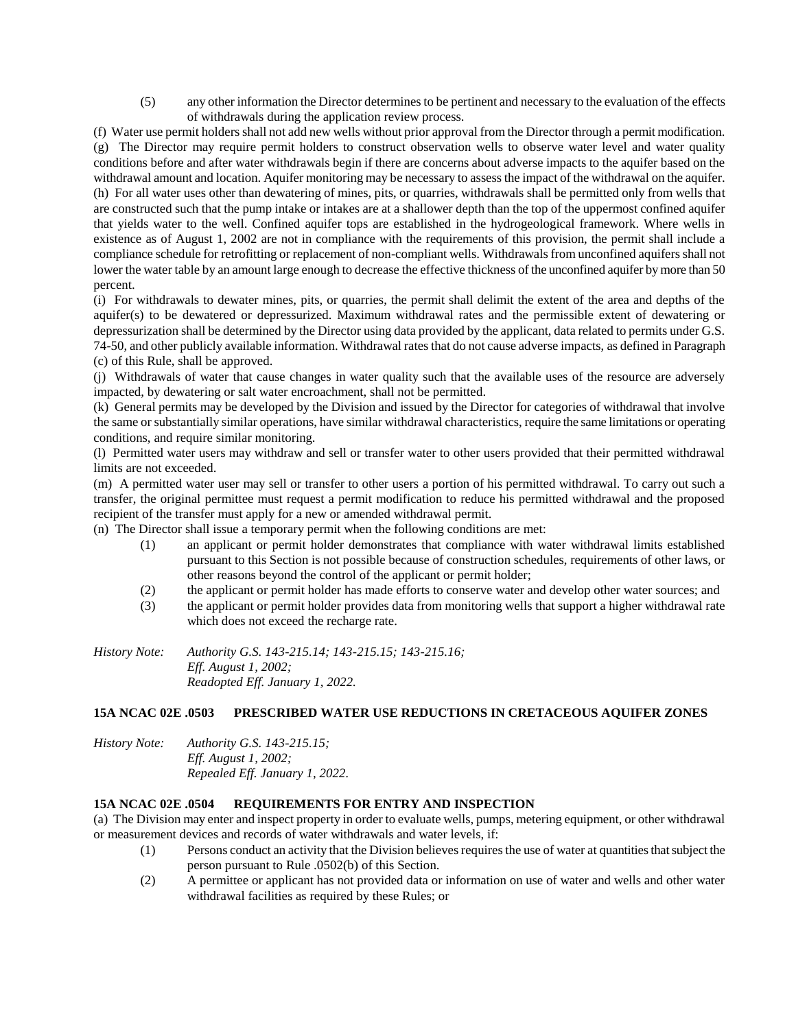(5) any other information the Director determines to be pertinent and necessary to the evaluation of the effects of withdrawals during the application review process.

(f) Water use permit holders shall not add new wells without prior approval from the Director through a permit modification.

(g) The Director may require permit holders to construct observation wells to observe water level and water quality conditions before and after water withdrawals begin if there are concerns about adverse impacts to the aquifer based on the withdrawal amount and location. Aquifer monitoring may be necessary to assess the impact of the withdrawal on the aquifer.

(h) For all water uses other than dewatering of mines, pits, or quarries, withdrawals shall be permitted only from wells that are constructed such that the pump intake or intakes are at a shallower depth than the top of the uppermost confined aquifer that yields water to the well. Confined aquifer tops are established in the hydrogeological framework. Where wells in existence as of August 1, 2002 are not in compliance with the requirements of this provision, the permit shall include a compliance schedule for retrofitting or replacement of non-compliant wells. Withdrawals from unconfined aquifers shall not lower the water table by an amount large enough to decrease the effective thickness of the unconfined aquifer by more than 50 percent.

(i) For withdrawals to dewater mines, pits, or quarries, the permit shall delimit the extent of the area and depths of the aquifer(s) to be dewatered or depressurized. Maximum withdrawal rates and the permissible extent of dewatering or depressurization shall be determined by the Director using data provided by the applicant, data related to permits under G.S. 74-50, and other publicly available information. Withdrawal rates that do not cause adverse impacts, as defined in Paragraph (c) of this Rule, shall be approved.

(j) Withdrawals of water that cause changes in water quality such that the available uses of the resource are adversely impacted, by dewatering or salt water encroachment, shall not be permitted.

(k) General permits may be developed by the Division and issued by the Director for categories of withdrawal that involve the same or substantially similar operations, have similar withdrawal characteristics, require the same limitations or operating conditions, and require similar monitoring.

(l) Permitted water users may withdraw and sell or transfer water to other users provided that their permitted withdrawal limits are not exceeded.

(m) A permitted water user may sell or transfer to other users a portion of his permitted withdrawal. To carry out such a transfer, the original permittee must request a permit modification to reduce his permitted withdrawal and the proposed recipient of the transfer must apply for a new or amended withdrawal permit.

(n) The Director shall issue a temporary permit when the following conditions are met:

(1) an applicant or permit holder demonstrates that compliance with water withdrawal limits established pursuant to this Section is not possible because of construction schedules, requirements of other laws, or other reasons beyond the control of the applicant or permit holder;

(2) the applicant or permit holder has made efforts to conserve water and develop other water sources; and

(3) the applicant or permit holder provides data from monitoring wells that support a higher withdrawal rate which does not exceed the recharge rate.

*History Note: Authority G.S. 143-215.14; 143-215.15; 143-215.16;*
*Eff. August 1, 2002;*
*Readopted Eff. January 1, 2022.*

**15A NCAC 02E .0503 PRESCRIBED WATER USE REDUCTIONS IN CRETACEOUS AQUIFER ZONES**

*History Note: Authority G.S. 143-215.15;*
*Eff. August 1, 2002;*
*Repealed Eff. January 1, 2022.*

**15A NCAC 02E .0504 REQUIREMENTS FOR ENTRY AND INSPECTION**

(a) The Division may enter and inspect property in order to evaluate wells, pumps, metering equipment, or other withdrawal or measurement devices and records of water withdrawals and water levels, if:

(1) Persons conduct an activity that the Division believes requires the use of water at quantities that subject the person pursuant to Rule .0502(b) of this Section.

(2) A permittee or applicant has not provided data or information on use of water and wells and other water withdrawal facilities as required by these Rules; or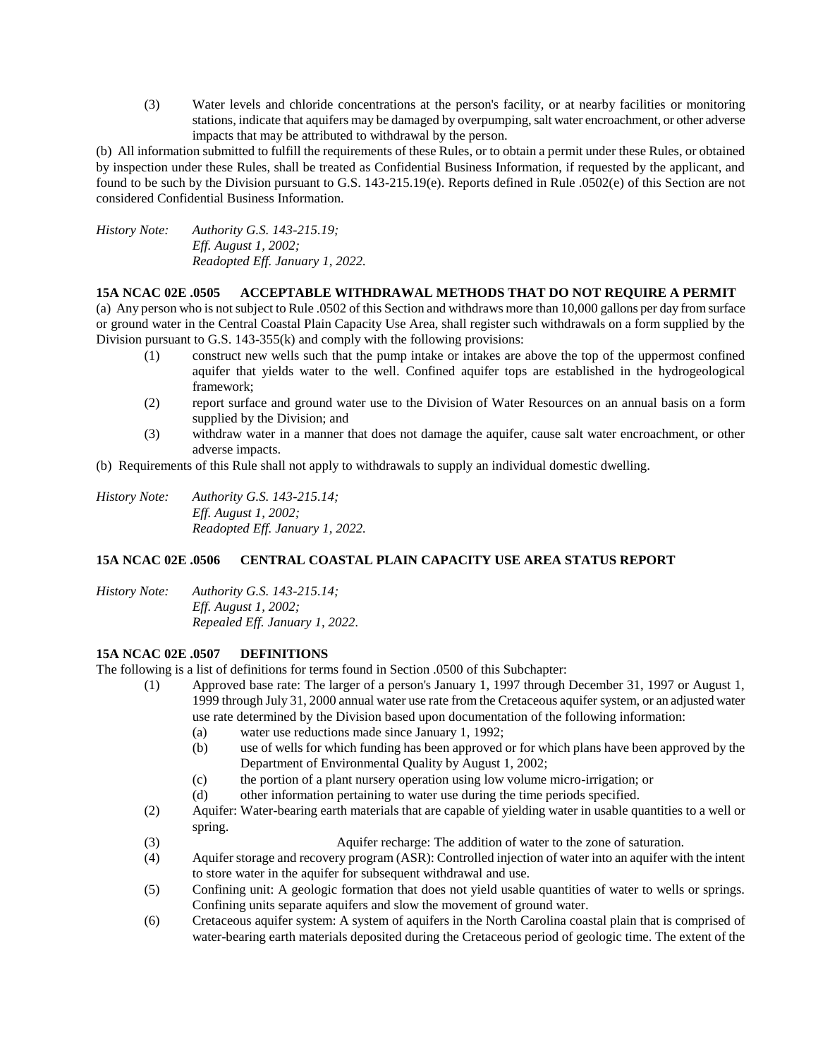(3) Water levels and chloride concentrations at the person's facility, or at nearby facilities or monitoring stations, indicate that aquifers may be damaged by overpumping, salt water encroachment, or other adverse impacts that may be attributed to withdrawal by the person.

(b) All information submitted to fulfill the requirements of these Rules, or to obtain a permit under these Rules, or obtained by inspection under these Rules, shall be treated as Confidential Business Information, if requested by the applicant, and found to be such by the Division pursuant to G.S. 143-215.19(e). Reports defined in Rule .0502(e) of this Section are not considered Confidential Business Information.

*History Note: Authority G.S. 143-215.19;*
*Eff. August 1, 2002;*
*Readopted Eff. January 1, 2022.*

**15A NCAC 02E .0505 ACCEPTABLE WITHDRAWAL METHODS THAT DO NOT REQUIRE A PERMIT**

(a) Any person who is not subject to Rule .0502 of this Section and withdraws more than 10,000 gallons per day from surface or ground water in the Central Coastal Plain Capacity Use Area, shall register such withdrawals on a form supplied by the Division pursuant to G.S. 143-355(k) and comply with the following provisions:

(1) construct new wells such that the pump intake or intakes are above the top of the uppermost confined aquifer that yields water to the well. Confined aquifer tops are established in the hydrogeological framework;
(2) report surface and ground water use to the Division of Water Resources on an annual basis on a form supplied by the Division; and
(3) withdraw water in a manner that does not damage the aquifer, cause salt water encroachment, or other adverse impacts.

(b) Requirements of this Rule shall not apply to withdrawals to supply an individual domestic dwelling.

*History Note: Authority G.S. 143-215.14;*
*Eff. August 1, 2002;*
*Readopted Eff. January 1, 2022.*

**15A NCAC 02E .0506 CENTRAL COASTAL PLAIN CAPACITY USE AREA STATUS REPORT**

*History Note: Authority G.S. 143-215.14;*
*Eff. August 1, 2002;*
*Repealed Eff. January 1, 2022.*

**15A NCAC 02E .0507 DEFINITIONS**

The following is a list of definitions for terms found in Section .0500 of this Subchapter:

(1) Approved base rate: The larger of a person's January 1, 1997 through December 31, 1997 or August 1, 1999 through July 31, 2000 annual water use rate from the Cretaceous aquifer system, or an adjusted water use rate determined by the Division based upon documentation of the following information:
   (a) water use reductions made since January 1, 1992;
   (b) use of wells for which funding has been approved or for which plans have been approved by the Department of Environmental Quality by August 1, 2002;
   (c) the portion of a plant nursery operation using low volume micro-irrigation; or
   (d) other information pertaining to water use during the time periods specified.
(2) Aquifer: Water-bearing earth materials that are capable of yielding water in usable quantities to a well or spring.
(3) Aquifer recharge: The addition of water to the zone of saturation.
(4) Aquifer storage and recovery program (ASR): Controlled injection of water into an aquifer with the intent to store water in the aquifer for subsequent withdrawal and use.
(5) Confining unit: A geologic formation that does not yield usable quantities of water to wells or springs. Confining units separate aquifers and slow the movement of ground water.
(6) Cretaceous aquifer system: A system of aquifers in the North Carolina coastal plain that is comprised of water-bearing earth materials deposited during the Cretaceous period of geologic time. The extent of the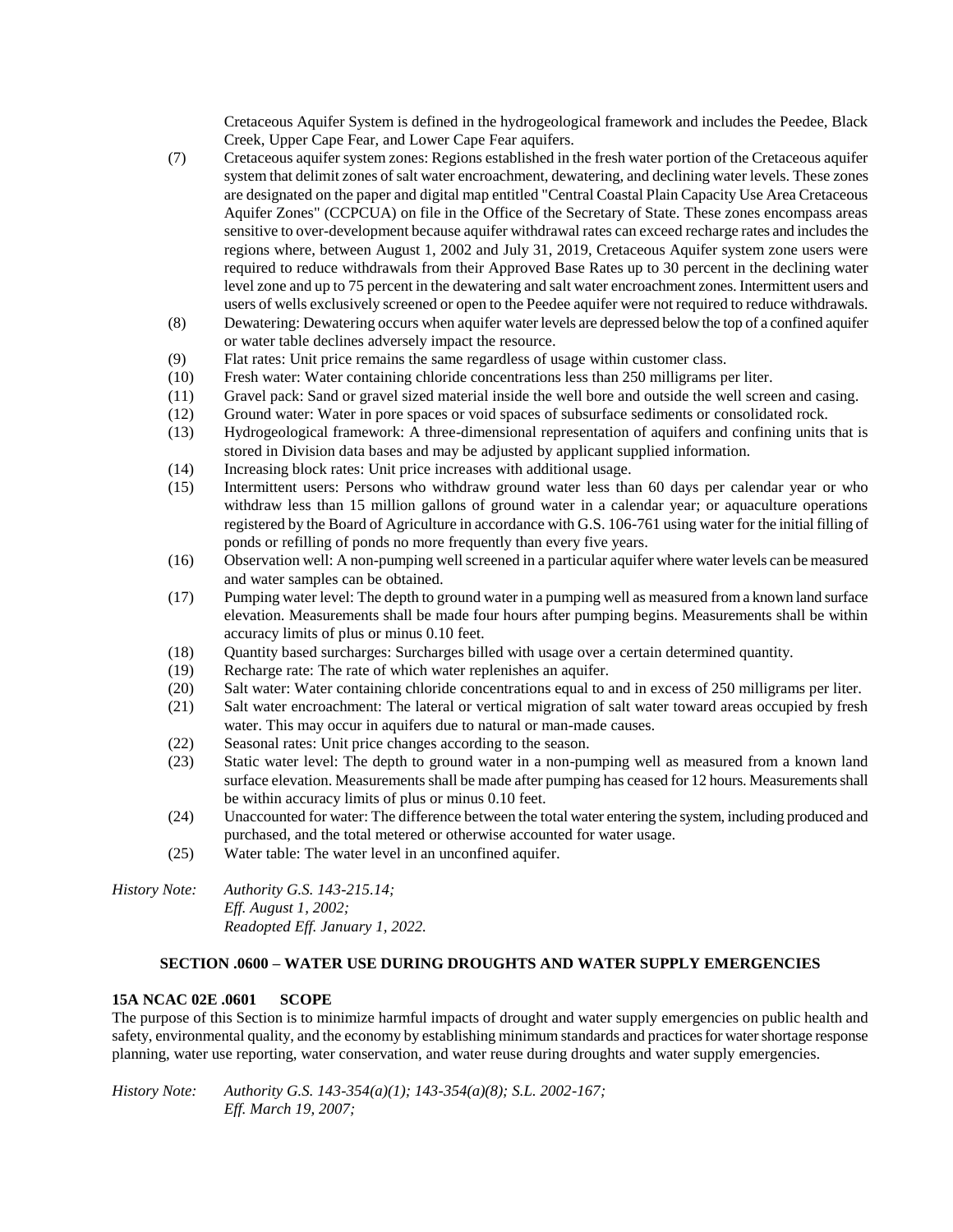Cretaceous Aquifer System is defined in the hydrogeological framework and includes the Peedee, Black Creek, Upper Cape Fear, and Lower Cape Fear aquifers.

(7) Cretaceous aquifer system zones: Regions established in the fresh water portion of the Cretaceous aquifer system that delimit zones of salt water encroachment, dewatering, and declining water levels. These zones are designated on the paper and digital map entitled "Central Coastal Plain Capacity Use Area Cretaceous Aquifer Zones" (CCPCUA) on file in the Office of the Secretary of State. These zones encompass areas sensitive to over-development because aquifer withdrawal rates can exceed recharge rates and includes the regions where, between August 1, 2002 and July 31, 2019, Cretaceous Aquifer system zone users were required to reduce withdrawals from their Approved Base Rates up to 30 percent in the declining water level zone and up to 75 percent in the dewatering and salt water encroachment zones. Intermittent users and users of wells exclusively screened or open to the Peedee aquifer were not required to reduce withdrawals.

(8) Dewatering: Dewatering occurs when aquifer water levels are depressed below the top of a confined aquifer or water table declines adversely impact the resource.

(9) Flat rates: Unit price remains the same regardless of usage within customer class.

(10) Fresh water: Water containing chloride concentrations less than 250 milligrams per liter.

(11) Gravel pack: Sand or gravel sized material inside the well bore and outside the well screen and casing.

(12) Ground water: Water in pore spaces or void spaces of subsurface sediments or consolidated rock.

(13) Hydrogeological framework: A three-dimensional representation of aquifers and confining units that is stored in Division data bases and may be adjusted by applicant supplied information.

(14) Increasing block rates: Unit price increases with additional usage.

(15) Intermittent users: Persons who withdraw ground water less than 60 days per calendar year or who withdraw less than 15 million gallons of ground water in a calendar year; or aquaculture operations registered by the Board of Agriculture in accordance with G.S. 106-761 using water for the initial filling of ponds or refilling of ponds no more frequently than every five years.

(16) Observation well: A non-pumping well screened in a particular aquifer where water levels can be measured and water samples can be obtained.

(17) Pumping water level: The depth to ground water in a pumping well as measured from a known land surface elevation. Measurements shall be made four hours after pumping begins. Measurements shall be within accuracy limits of plus or minus 0.10 feet.

(18) Quantity based surcharges: Surcharges billed with usage over a certain determined quantity.

(19) Recharge rate: The rate of which water replenishes an aquifer.

(20) Salt water: Water containing chloride concentrations equal to and in excess of 250 milligrams per liter.

(21) Salt water encroachment: The lateral or vertical migration of salt water toward areas occupied by fresh water. This may occur in aquifers due to natural or man-made causes.

(22) Seasonal rates: Unit price changes according to the season.

(23) Static water level: The depth to ground water in a non-pumping well as measured from a known land surface elevation. Measurements shall be made after pumping has ceased for 12 hours. Measurements shall be within accuracy limits of plus or minus 0.10 feet.

(24) Unaccounted for water: The difference between the total water entering the system, including produced and purchased, and the total metered or otherwise accounted for water usage.

(25) Water table: The water level in an unconfined aquifer.

*History Note: Authority G.S. 143-215.14;*
*Eff. August 1, 2002;*
*Readopted Eff. January 1, 2022.*

## SECTION .0600 – WATER USE DURING DROUGHTS AND WATER SUPPLY EMERGENCIES

### 15A NCAC 02E .0601 SCOPE

The purpose of this Section is to minimize harmful impacts of drought and water supply emergencies on public health and safety, environmental quality, and the economy by establishing minimum standards and practices for water shortage response planning, water use reporting, water conservation, and water reuse during droughts and water supply emergencies.

*History Note: Authority G.S. 143-354(a)(1); 143-354(a)(8); S.L. 2002-167;*
*Eff. March 19, 2007;*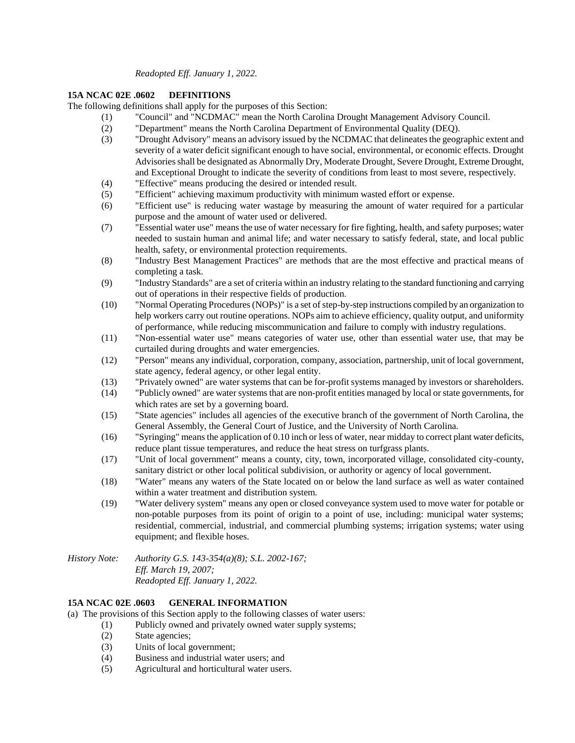*Readopted Eff. January 1, 2022.*

**15A NCAC 02E .0602 DEFINITIONS**

The following definitions shall apply for the purposes of this Section:

(1) "Council" and "NCDMAC" mean the North Carolina Drought Management Advisory Council.

(2) "Department" means the North Carolina Department of Environmental Quality (DEQ).

(3) "Drought Advisory" means an advisory issued by the NCDMAC that delineates the geographic extent and severity of a water deficit significant enough to have social, environmental, or economic effects. Drought Advisories shall be designated as Abnormally Dry, Moderate Drought, Severe Drought, Extreme Drought, and Exceptional Drought to indicate the severity of conditions from least to most severe, respectively.

(4) "Effective" means producing the desired or intended result.

(5) "Efficient" achieving maximum productivity with minimum wasted effort or expense.

(6) "Efficient use" is reducing water wastage by measuring the amount of water required for a particular purpose and the amount of water used or delivered.

(7) "Essential water use" means the use of water necessary for fire fighting, health, and safety purposes; water needed to sustain human and animal life; and water necessary to satisfy federal, state, and local public health, safety, or environmental protection requirements.

(8) "Industry Best Management Practices" are methods that are the most effective and practical means of completing a task.

(9) "Industry Standards" are a set of criteria within an industry relating to the standard functioning and carrying out of operations in their respective fields of production.

(10) "Normal Operating Procedures (NOPs)" is a set of step-by-step instructions compiled by an organization to help workers carry out routine operations. NOPs aim to achieve efficiency, quality output, and uniformity of performance, while reducing miscommunication and failure to comply with industry regulations.

(11) "Non-essential water use" means categories of water use, other than essential water use, that may be curtailed during droughts and water emergencies.

(12) "Person" means any individual, corporation, company, association, partnership, unit of local government, state agency, federal agency, or other legal entity.

(13) "Privately owned" are water systems that can be for-profit systems managed by investors or shareholders.

(14) "Publicly owned" are water systems that are non-profit entities managed by local or state governments, for which rates are set by a governing board.

(15) "State agencies" includes all agencies of the executive branch of the government of North Carolina, the General Assembly, the General Court of Justice, and the University of North Carolina.

(16) "Syringing" means the application of 0.10 inch or less of water, near midday to correct plant water deficits, reduce plant tissue temperatures, and reduce the heat stress on turfgrass plants.

(17) "Unit of local government" means a county, city, town, incorporated village, consolidated city-county, sanitary district or other local political subdivision, or authority or agency of local government.

(18) "Water" means any waters of the State located on or below the land surface as well as water contained within a water treatment and distribution system.

(19) "Water delivery system" means any open or closed conveyance system used to move water for potable or non-potable purposes from its point of origin to a point of use, including: municipal water systems; residential, commercial, industrial, and commercial plumbing systems; irrigation systems; water using equipment; and flexible hoses.

*History Note: Authority G.S. 143-354(a)(8); S.L. 2002-167;*
*Eff. March 19, 2007;*
*Readopted Eff. January 1, 2022.*

**15A NCAC 02E .0603 GENERAL INFORMATION**

(a) The provisions of this Section apply to the following classes of water users:

(1) Publicly owned and privately owned water supply systems;

(2) State agencies;

(3) Units of local government;

(4) Business and industrial water users; and

(5) Agricultural and horticultural water users.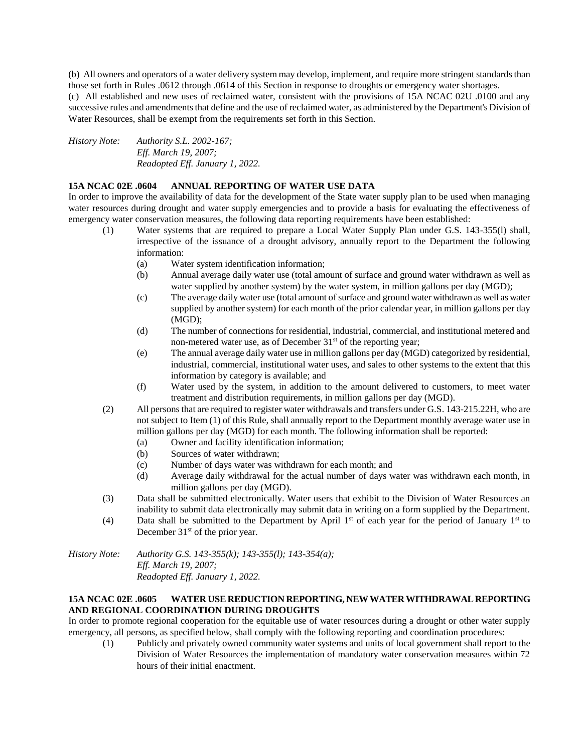(b) All owners and operators of a water delivery system may develop, implement, and require more stringent standards than those set forth in Rules .0612 through .0614 of this Section in response to droughts or emergency water shortages.

(c) All established and new uses of reclaimed water, consistent with the provisions of 15A NCAC 02U .0100 and any successive rules and amendments that define and the use of reclaimed water, as administered by the Department's Division of Water Resources, shall be exempt from the requirements set forth in this Section.

*History Note: Authority S.L. 2002-167;*
*Eff. March 19, 2007;*
*Readopted Eff. January 1, 2022.*

**15A NCAC 02E .0604 ANNUAL REPORTING OF WATER USE DATA**

In order to improve the availability of data for the development of the State water supply plan to be used when managing water resources during drought and water supply emergencies and to provide a basis for evaluating the effectiveness of emergency water conservation measures, the following data reporting requirements have been established:

(1) Water systems that are required to prepare a Local Water Supply Plan under G.S. 143-355(l) shall, irrespective of the issuance of a drought advisory, annually report to the Department the following information:

  (a) Water system identification information;

  (b) Annual average daily water use (total amount of surface and ground water withdrawn as well as water supplied by another system) by the water system, in million gallons per day (MGD);

  (c) The average daily water use (total amount of surface and ground water withdrawn as well as water supplied by another system) for each month of the prior calendar year, in million gallons per day (MGD);

  (d) The number of connections for residential, industrial, commercial, and institutional metered and non-metered water use, as of December 31st of the reporting year;

  (e) The annual average daily water use in million gallons per day (MGD) categorized by residential, industrial, commercial, institutional water uses, and sales to other systems to the extent that this information by category is available; and

  (f) Water used by the system, in addition to the amount delivered to customers, to meet water treatment and distribution requirements, in million gallons per day (MGD).

(2) All persons that are required to register water withdrawals and transfers under G.S. 143-215.22H, who are not subject to Item (1) of this Rule, shall annually report to the Department monthly average water use in million gallons per day (MGD) for each month. The following information shall be reported:

  (a) Owner and facility identification information;

  (b) Sources of water withdrawn;

  (c) Number of days water was withdrawn for each month; and

  (d) Average daily withdrawal for the actual number of days water was withdrawn each month, in million gallons per day (MGD).

(3) Data shall be submitted electronically. Water users that exhibit to the Division of Water Resources an inability to submit data electronically may submit data in writing on a form supplied by the Department.

(4) Data shall be submitted to the Department by April 1st of each year for the period of January 1st to December 31st of the prior year.

*History Note: Authority G.S. 143-355(k); 143-355(l); 143-354(a);*
*Eff. March 19, 2007;*
*Readopted Eff. January 1, 2022.*

**15A NCAC 02E .0605 WATER USE REDUCTION REPORTING, NEW WATER WITHDRAWAL REPORTING AND REGIONAL COORDINATION DURING DROUGHTS**

In order to promote regional cooperation for the equitable use of water resources during a drought or other water supply emergency, all persons, as specified below, shall comply with the following reporting and coordination procedures:

(1) Publicly and privately owned community water systems and units of local government shall report to the Division of Water Resources the implementation of mandatory water conservation measures within 72 hours of their initial enactment.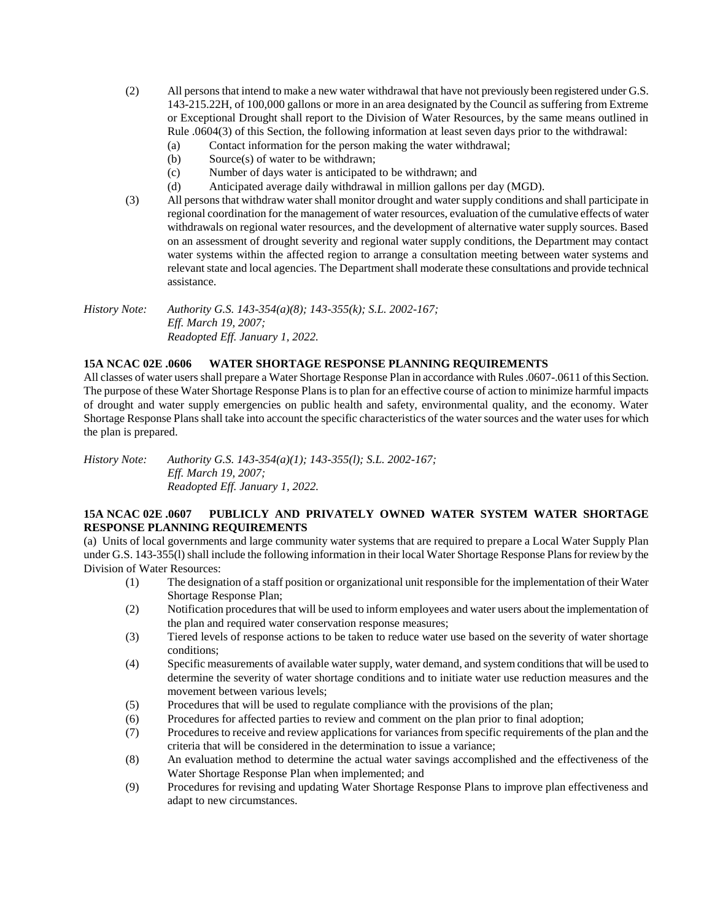(2) All persons that intend to make a new water withdrawal that have not previously been registered under G.S. 143-215.22H, of 100,000 gallons or more in an area designated by the Council as suffering from Extreme or Exceptional Drought shall report to the Division of Water Resources, by the same means outlined in Rule .0604(3) of this Section, the following information at least seven days prior to the withdrawal:

   (a) Contact information for the person making the water withdrawal;
   (b) Source(s) of water to be withdrawn;
   (c) Number of days water is anticipated to be withdrawn; and
   (d) Anticipated average daily withdrawal in million gallons per day (MGD).

(3) All persons that withdraw water shall monitor drought and water supply conditions and shall participate in regional coordination for the management of water resources, evaluation of the cumulative effects of water withdrawals on regional water resources, and the development of alternative water supply sources. Based on an assessment of drought severity and regional water supply conditions, the Department may contact water systems within the affected region to arrange a consultation meeting between water systems and relevant state and local agencies. The Department shall moderate these consultations and provide technical assistance.

*History Note: Authority G.S. 143-354(a)(8); 143-355(k); S.L. 2002-167;*
*Eff. March 19, 2007;*
*Readopted Eff. January 1, 2022.*

**15A NCAC 02E .0606 WATER SHORTAGE RESPONSE PLANNING REQUIREMENTS**

All classes of water users shall prepare a Water Shortage Response Plan in accordance with Rules .0607-.0611 of this Section. The purpose of these Water Shortage Response Plans is to plan for an effective course of action to minimize harmful impacts of drought and water supply emergencies on public health and safety, environmental quality, and the economy. Water Shortage Response Plans shall take into account the specific characteristics of the water sources and the water uses for which the plan is prepared.

*History Note: Authority G.S. 143-354(a)(1); 143-355(l); S.L. 2002-167;*
*Eff. March 19, 2007;*
*Readopted Eff. January 1, 2022.*

**15A NCAC 02E .0607 PUBLICLY AND PRIVATELY OWNED WATER SYSTEM WATER SHORTAGE RESPONSE PLANNING REQUIREMENTS**

(a) Units of local governments and large community water systems that are required to prepare a Local Water Supply Plan under G.S. 143-355(l) shall include the following information in their local Water Shortage Response Plans for review by the Division of Water Resources:

(1) The designation of a staff position or organizational unit responsible for the implementation of their Water Shortage Response Plan;
(2) Notification procedures that will be used to inform employees and water users about the implementation of the plan and required water conservation response measures;
(3) Tiered levels of response actions to be taken to reduce water use based on the severity of water shortage conditions;
(4) Specific measurements of available water supply, water demand, and system conditions that will be used to determine the severity of water shortage conditions and to initiate water use reduction measures and the movement between various levels;
(5) Procedures that will be used to regulate compliance with the provisions of the plan;
(6) Procedures for affected parties to review and comment on the plan prior to final adoption;
(7) Procedures to receive and review applications for variances from specific requirements of the plan and the criteria that will be considered in the determination to issue a variance;
(8) An evaluation method to determine the actual water savings accomplished and the effectiveness of the Water Shortage Response Plan when implemented; and
(9) Procedures for revising and updating Water Shortage Response Plans to improve plan effectiveness and adapt to new circumstances.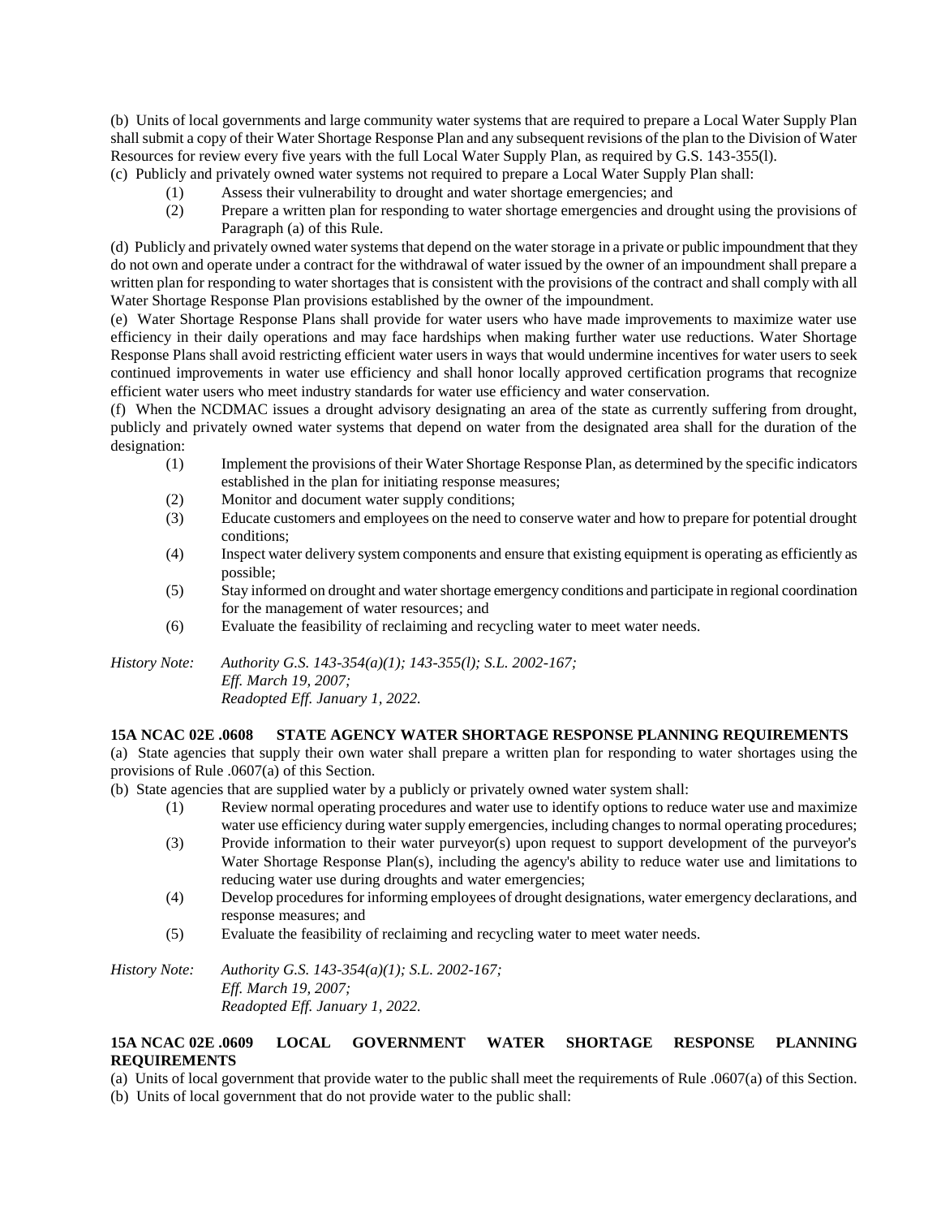(b) Units of local governments and large community water systems that are required to prepare a Local Water Supply Plan shall submit a copy of their Water Shortage Response Plan and any subsequent revisions of the plan to the Division of Water Resources for review every five years with the full Local Water Supply Plan, as required by G.S. 143-355(l).

(c) Publicly and privately owned water systems not required to prepare a Local Water Supply Plan shall:

- (1) Assess their vulnerability to drought and water shortage emergencies; and
- (2) Prepare a written plan for responding to water shortage emergencies and drought using the provisions of Paragraph (a) of this Rule.

(d) Publicly and privately owned water systems that depend on the water storage in a private or public impoundment that they do not own and operate under a contract for the withdrawal of water issued by the owner of an impoundment shall prepare a written plan for responding to water shortages that is consistent with the provisions of the contract and shall comply with all Water Shortage Response Plan provisions established by the owner of the impoundment.

(e) Water Shortage Response Plans shall provide for water users who have made improvements to maximize water use efficiency in their daily operations and may face hardships when making further water use reductions. Water Shortage Response Plans shall avoid restricting efficient water users in ways that would undermine incentives for water users to seek continued improvements in water use efficiency and shall honor locally approved certification programs that recognize efficient water users who meet industry standards for water use efficiency and water conservation.

(f) When the NCDMAC issues a drought advisory designating an area of the state as currently suffering from drought, publicly and privately owned water systems that depend on water from the designated area shall for the duration of the designation:

- (1) Implement the provisions of their Water Shortage Response Plan, as determined by the specific indicators established in the plan for initiating response measures;
- (2) Monitor and document water supply conditions;
- (3) Educate customers and employees on the need to conserve water and how to prepare for potential drought conditions;
- (4) Inspect water delivery system components and ensure that existing equipment is operating as efficiently as possible;
- (5) Stay informed on drought and water shortage emergency conditions and participate in regional coordination for the management of water resources; and
- (6) Evaluate the feasibility of reclaiming and recycling water to meet water needs.

*History Note: Authority G.S. 143-354(a)(1); 143-355(l); S.L. 2002-167;*
*Eff. March 19, 2007;*
*Readopted Eff. January 1, 2022.*

**15A NCAC 02E .0608 STATE AGENCY WATER SHORTAGE RESPONSE PLANNING REQUIREMENTS**

(a) State agencies that supply their own water shall prepare a written plan for responding to water shortages using the provisions of Rule .0607(a) of this Section.

(b) State agencies that are supplied water by a publicly or privately owned water system shall:

- (1) Review normal operating procedures and water use to identify options to reduce water use and maximize water use efficiency during water supply emergencies, including changes to normal operating procedures;
- (3) Provide information to their water purveyor(s) upon request to support development of the purveyor's Water Shortage Response Plan(s), including the agency's ability to reduce water use and limitations to reducing water use during droughts and water emergencies;
- (4) Develop procedures for informing employees of drought designations, water emergency declarations, and response measures; and
- (5) Evaluate the feasibility of reclaiming and recycling water to meet water needs.

*History Note: Authority G.S. 143-354(a)(1); S.L. 2002-167;*
*Eff. March 19, 2007;*
*Readopted Eff. January 1, 2022.*

**15A NCAC 02E .0609 LOCAL GOVERNMENT WATER SHORTAGE RESPONSE PLANNING REQUIREMENTS**

(a) Units of local government that provide water to the public shall meet the requirements of Rule .0607(a) of this Section.

(b) Units of local government that do not provide water to the public shall: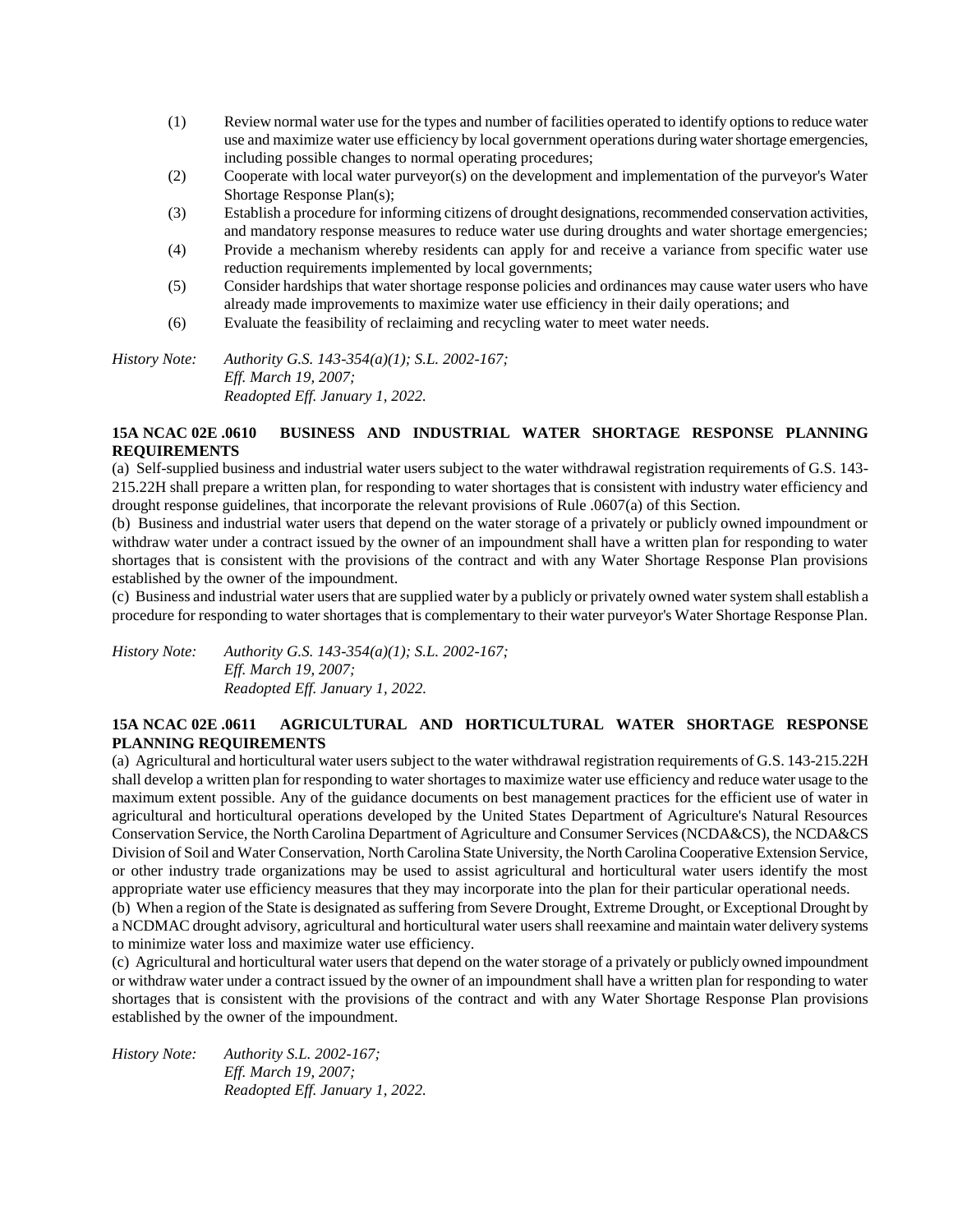(1) Review normal water use for the types and number of facilities operated to identify options to reduce water use and maximize water use efficiency by local government operations during water shortage emergencies, including possible changes to normal operating procedures;

(2) Cooperate with local water purveyor(s) on the development and implementation of the purveyor's Water Shortage Response Plan(s);

(3) Establish a procedure for informing citizens of drought designations, recommended conservation activities, and mandatory response measures to reduce water use during droughts and water shortage emergencies;

(4) Provide a mechanism whereby residents can apply for and receive a variance from specific water use reduction requirements implemented by local governments;

(5) Consider hardships that water shortage response policies and ordinances may cause water users who have already made improvements to maximize water use efficiency in their daily operations; and

(6) Evaluate the feasibility of reclaiming and recycling water to meet water needs.

*History Note: Authority G.S. 143-354(a)(1); S.L. 2002-167;*
*Eff. March 19, 2007;*
*Readopted Eff. January 1, 2022.*

**15A NCAC 02E .0610 BUSINESS AND INDUSTRIAL WATER SHORTAGE RESPONSE PLANNING REQUIREMENTS**

(a) Self-supplied business and industrial water users subject to the water withdrawal registration requirements of G.S. 143-215.22H shall prepare a written plan, for responding to water shortages that is consistent with industry water efficiency and drought response guidelines, that incorporate the relevant provisions of Rule .0607(a) of this Section.

(b) Business and industrial water users that depend on the water storage of a privately or publicly owned impoundment or withdraw water under a contract issued by the owner of an impoundment shall have a written plan for responding to water shortages that is consistent with the provisions of the contract and with any Water Shortage Response Plan provisions established by the owner of the impoundment.

(c) Business and industrial water users that are supplied water by a publicly or privately owned water system shall establish a procedure for responding to water shortages that is complementary to their water purveyor's Water Shortage Response Plan.

*History Note: Authority G.S. 143-354(a)(1); S.L. 2002-167;*
*Eff. March 19, 2007;*
*Readopted Eff. January 1, 2022.*

**15A NCAC 02E .0611 AGRICULTURAL AND HORTICULTURAL WATER SHORTAGE RESPONSE PLANNING REQUIREMENTS**

(a) Agricultural and horticultural water users subject to the water withdrawal registration requirements of G.S. 143-215.22H shall develop a written plan for responding to water shortages to maximize water use efficiency and reduce water usage to the maximum extent possible. Any of the guidance documents on best management practices for the efficient use of water in agricultural and horticultural operations developed by the United States Department of Agriculture's Natural Resources Conservation Service, the North Carolina Department of Agriculture and Consumer Services (NCDA&CS), the NCDA&CS Division of Soil and Water Conservation, North Carolina State University, the North Carolina Cooperative Extension Service, or other industry trade organizations may be used to assist agricultural and horticultural water users identify the most appropriate water use efficiency measures that they may incorporate into the plan for their particular operational needs.

(b) When a region of the State is designated as suffering from Severe Drought, Extreme Drought, or Exceptional Drought by a NCDMAC drought advisory, agricultural and horticultural water users shall reexamine and maintain water delivery systems to minimize water loss and maximize water use efficiency.

(c) Agricultural and horticultural water users that depend on the water storage of a privately or publicly owned impoundment or withdraw water under a contract issued by the owner of an impoundment shall have a written plan for responding to water shortages that is consistent with the provisions of the contract and with any Water Shortage Response Plan provisions established by the owner of the impoundment.

*History Note: Authority S.L. 2002-167;*
*Eff. March 19, 2007;*
*Readopted Eff. January 1, 2022.*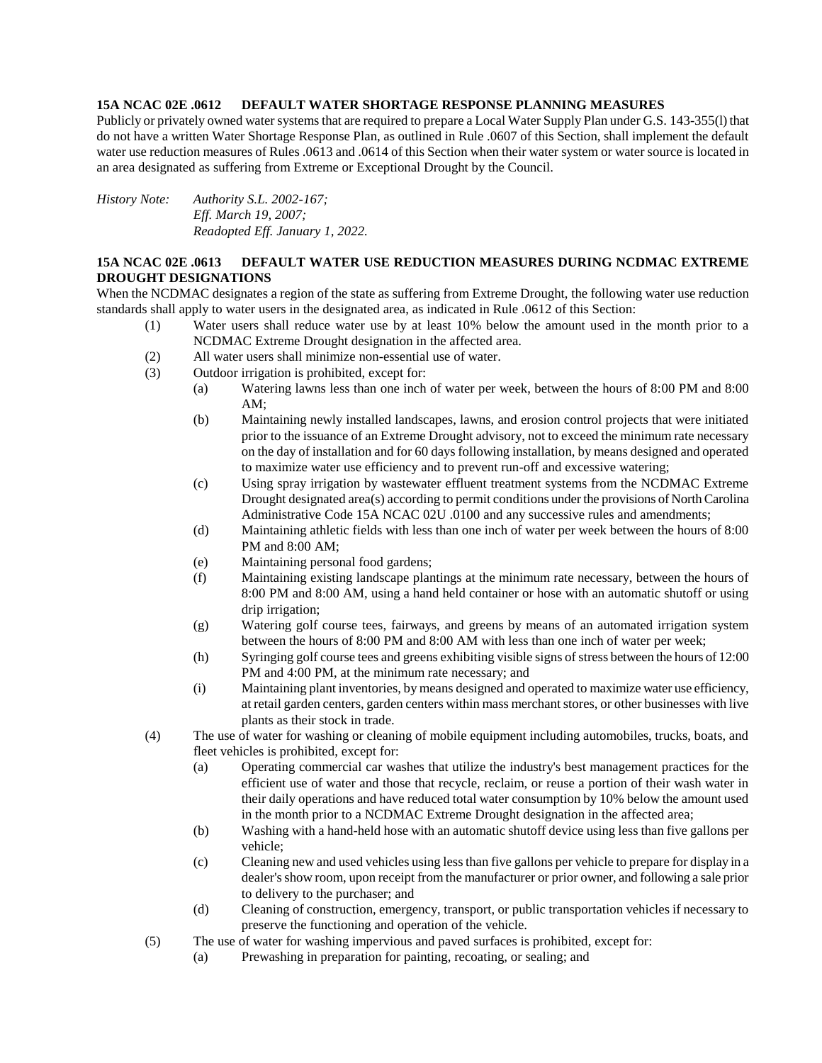**15A NCAC 02E .0612 DEFAULT WATER SHORTAGE RESPONSE PLANNING MEASURES**

Publicly or privately owned water systems that are required to prepare a Local Water Supply Plan under G.S. 143-355(l) that do not have a written Water Shortage Response Plan, as outlined in Rule .0607 of this Section, shall implement the default water use reduction measures of Rules .0613 and .0614 of this Section when their water system or water source is located in an area designated as suffering from Extreme or Exceptional Drought by the Council.

*History Note: Authority S.L. 2002-167;*
*Eff. March 19, 2007;*
*Readopted Eff. January 1, 2022.*

**15A NCAC 02E .0613 DEFAULT WATER USE REDUCTION MEASURES DURING NCDMAC EXTREME DROUGHT DESIGNATIONS**

When the NCDMAC designates a region of the state as suffering from Extreme Drought, the following water use reduction standards shall apply to water users in the designated area, as indicated in Rule .0612 of this Section:

(1) Water users shall reduce water use by at least 10% below the amount used in the month prior to a NCDMAC Extreme Drought designation in the affected area.

(2) All water users shall minimize non-essential use of water.

(3) Outdoor irrigation is prohibited, except for:

   (a) Watering lawns less than one inch of water per week, between the hours of 8:00 PM and 8:00 AM;

   (b) Maintaining newly installed landscapes, lawns, and erosion control projects that were initiated prior to the issuance of an Extreme Drought advisory, not to exceed the minimum rate necessary on the day of installation and for 60 days following installation, by means designed and operated to maximize water use efficiency and to prevent run-off and excessive watering;

   (c) Using spray irrigation by wastewater effluent treatment systems from the NCDMAC Extreme Drought designated area(s) according to permit conditions under the provisions of North Carolina Administrative Code 15A NCAC 02U .0100 and any successive rules and amendments;

   (d) Maintaining athletic fields with less than one inch of water per week between the hours of 8:00 PM and 8:00 AM;

   (e) Maintaining personal food gardens;

   (f) Maintaining existing landscape plantings at the minimum rate necessary, between the hours of 8:00 PM and 8:00 AM, using a hand held container or hose with an automatic shutoff or using drip irrigation;

   (g) Watering golf course tees, fairways, and greens by means of an automated irrigation system between the hours of 8:00 PM and 8:00 AM with less than one inch of water per week;

   (h) Syringing golf course tees and greens exhibiting visible signs of stress between the hours of 12:00 PM and 4:00 PM, at the minimum rate necessary; and

   (i) Maintaining plant inventories, by means designed and operated to maximize water use efficiency, at retail garden centers, garden centers within mass merchant stores, or other businesses with live plants as their stock in trade.

(4) The use of water for washing or cleaning of mobile equipment including automobiles, trucks, boats, and fleet vehicles is prohibited, except for:

   (a) Operating commercial car washes that utilize the industry's best management practices for the efficient use of water and those that recycle, reclaim, or reuse a portion of their wash water in their daily operations and have reduced total water consumption by 10% below the amount used in the month prior to a NCDMAC Extreme Drought designation in the affected area;

   (b) Washing with a hand-held hose with an automatic shutoff device using less than five gallons per vehicle;

   (c) Cleaning new and used vehicles using less than five gallons per vehicle to prepare for display in a dealer's show room, upon receipt from the manufacturer or prior owner, and following a sale prior to delivery to the purchaser; and

   (d) Cleaning of construction, emergency, transport, or public transportation vehicles if necessary to preserve the functioning and operation of the vehicle.

(5) The use of water for washing impervious and paved surfaces is prohibited, except for:

   (a) Prewashing in preparation for painting, recoating, or sealing; and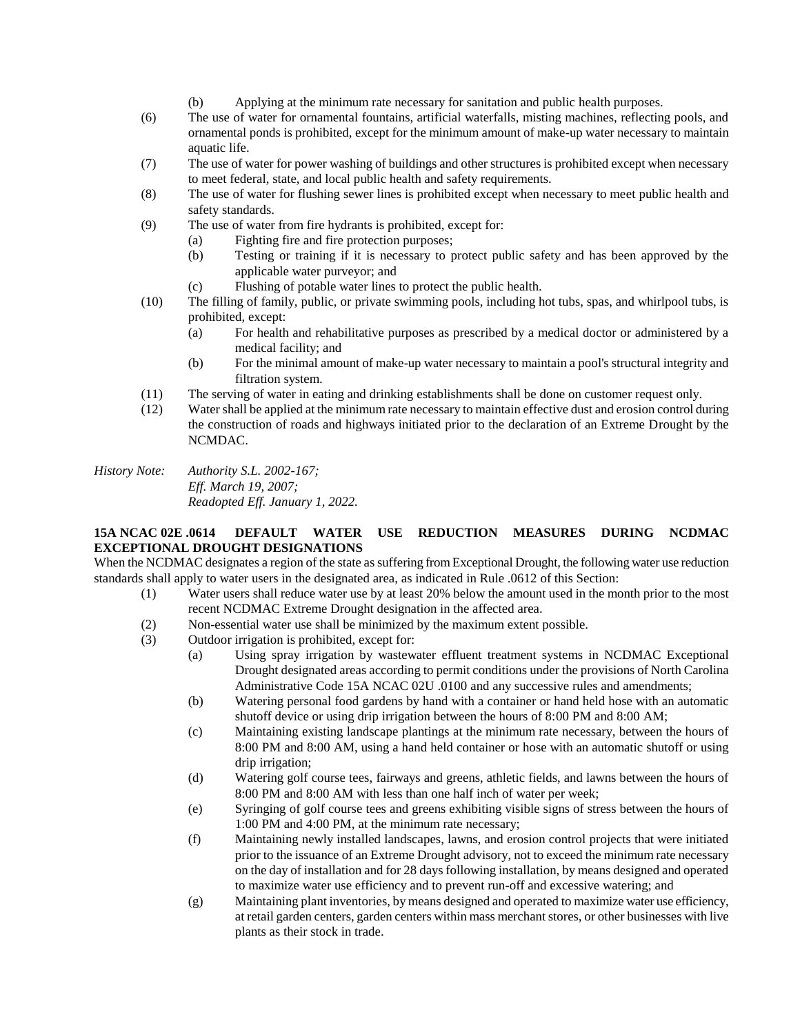(b) Applying at the minimum rate necessary for sanitation and public health purposes.

(6) The use of water for ornamental fountains, artificial waterfalls, misting machines, reflecting pools, and ornamental ponds is prohibited, except for the minimum amount of make-up water necessary to maintain aquatic life.

(7) The use of water for power washing of buildings and other structures is prohibited except when necessary to meet federal, state, and local public health and safety requirements.

(8) The use of water for flushing sewer lines is prohibited except when necessary to meet public health and safety standards.

(9) The use of water from fire hydrants is prohibited, except for:
   - (a) Fighting fire and fire protection purposes;
   - (b) Testing or training if it is necessary to protect public safety and has been approved by the applicable water purveyor; and
   - (c) Flushing of potable water lines to protect the public health.

(10) The filling of family, public, or private swimming pools, including hot tubs, spas, and whirlpool tubs, is prohibited, except:
   - (a) For health and rehabilitative purposes as prescribed by a medical doctor or administered by a medical facility; and
   - (b) For the minimal amount of make-up water necessary to maintain a pool's structural integrity and filtration system.

(11) The serving of water in eating and drinking establishments shall be done on customer request only.

(12) Water shall be applied at the minimum rate necessary to maintain effective dust and erosion control during the construction of roads and highways initiated prior to the declaration of an Extreme Drought by the NCMDAC.

*History Note: Authority S.L. 2002-167;*
*Eff. March 19, 2007;*
*Readopted Eff. January 1, 2022.*

**15A NCAC 02E .0614 DEFAULT WATER USE REDUCTION MEASURES DURING NCDMAC EXCEPTIONAL DROUGHT DESIGNATIONS**

When the NCDMAC designates a region of the state as suffering from Exceptional Drought, the following water use reduction standards shall apply to water users in the designated area, as indicated in Rule .0612 of this Section:

(1) Water users shall reduce water use by at least 20% below the amount used in the month prior to the most recent NCDMAC Extreme Drought designation in the affected area.

(2) Non-essential water use shall be minimized by the maximum extent possible.

(3) Outdoor irrigation is prohibited, except for:
   - (a) Using spray irrigation by wastewater effluent treatment systems in NCDMAC Exceptional Drought designated areas according to permit conditions under the provisions of North Carolina Administrative Code 15A NCAC 02U .0100 and any successive rules and amendments;
   - (b) Watering personal food gardens by hand with a container or hand held hose with an automatic shutoff device or using drip irrigation between the hours of 8:00 PM and 8:00 AM;
   - (c) Maintaining existing landscape plantings at the minimum rate necessary, between the hours of 8:00 PM and 8:00 AM, using a hand held container or hose with an automatic shutoff or using drip irrigation;
   - (d) Watering golf course tees, fairways and greens, athletic fields, and lawns between the hours of 8:00 PM and 8:00 AM with less than one half inch of water per week;
   - (e) Syringing of golf course tees and greens exhibiting visible signs of stress between the hours of 1:00 PM and 4:00 PM, at the minimum rate necessary;
   - (f) Maintaining newly installed landscapes, lawns, and erosion control projects that were initiated prior to the issuance of an Extreme Drought advisory, not to exceed the minimum rate necessary on the day of installation and for 28 days following installation, by means designed and operated to maximize water use efficiency and to prevent run-off and excessive watering; and
   - (g) Maintaining plant inventories, by means designed and operated to maximize water use efficiency, at retail garden centers, garden centers within mass merchant stores, or other businesses with live plants as their stock in trade.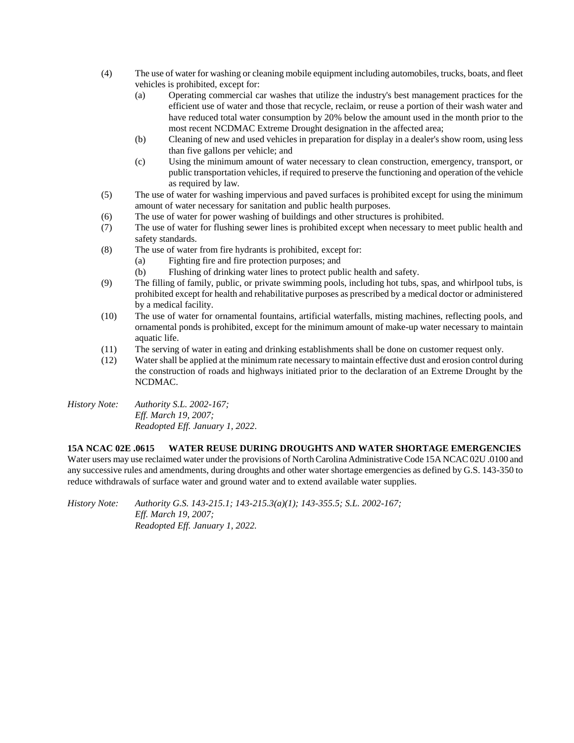(4) The use of water for washing or cleaning mobile equipment including automobiles, trucks, boats, and fleet vehicles is prohibited, except for:
   - (a) Operating commercial car washes that utilize the industry's best management practices for the efficient use of water and those that recycle, reclaim, or reuse a portion of their wash water and have reduced total water consumption by 20% below the amount used in the month prior to the most recent NCDMAC Extreme Drought designation in the affected area;
   - (b) Cleaning of new and used vehicles in preparation for display in a dealer's show room, using less than five gallons per vehicle; and
   - (c) Using the minimum amount of water necessary to clean construction, emergency, transport, or public transportation vehicles, if required to preserve the functioning and operation of the vehicle as required by law.

(5) The use of water for washing impervious and paved surfaces is prohibited except for using the minimum amount of water necessary for sanitation and public health purposes.

(6) The use of water for power washing of buildings and other structures is prohibited.

(7) The use of water for flushing sewer lines is prohibited except when necessary to meet public health and safety standards.

(8) The use of water from fire hydrants is prohibited, except for:
   - (a) Fighting fire and fire protection purposes; and
   - (b) Flushing of drinking water lines to protect public health and safety.

(9) The filling of family, public, or private swimming pools, including hot tubs, spas, and whirlpool tubs, is prohibited except for health and rehabilitative purposes as prescribed by a medical doctor or administered by a medical facility.

(10) The use of water for ornamental fountains, artificial waterfalls, misting machines, reflecting pools, and ornamental ponds is prohibited, except for the minimum amount of make-up water necessary to maintain aquatic life.

(11) The serving of water in eating and drinking establishments shall be done on customer request only.

(12) Water shall be applied at the minimum rate necessary to maintain effective dust and erosion control during the construction of roads and highways initiated prior to the declaration of an Extreme Drought by the NCDMAC.

*History Note: Authority S.L. 2002-167;*
*Eff. March 19, 2007;*
*Readopted Eff. January 1, 2022.*

**15A NCAC 02E .0615 WATER REUSE DURING DROUGHTS AND WATER SHORTAGE EMERGENCIES**

Water users may use reclaimed water under the provisions of North Carolina Administrative Code 15A NCAC 02U .0100 and any successive rules and amendments, during droughts and other water shortage emergencies as defined by G.S. 143-350 to reduce withdrawals of surface water and ground water and to extend available water supplies.

*History Note: Authority G.S. 143-215.1; 143-215.3(a)(1); 143-355.5; S.L. 2002-167;*
*Eff. March 19, 2007;*
*Readopted Eff. January 1, 2022.*